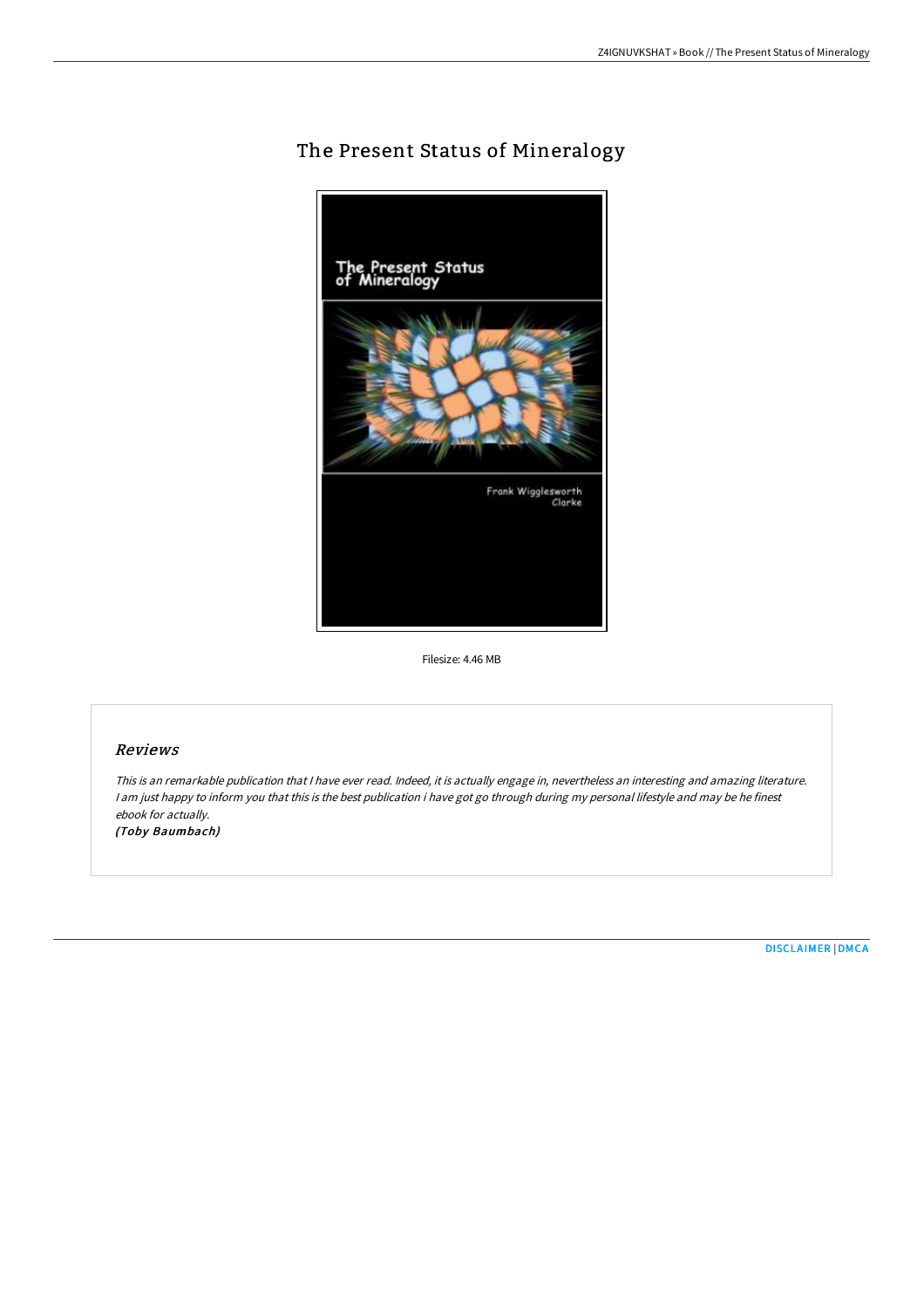# The Present Status of Mineralogy

Filesize: 4.46 MB

## Reviews

*This is an remarkable publication that I have ever read. Indeed, it is actually engage in, nevertheless an interesting and amazing literature. I am just happy to inform you that this is the best publication i have got go through during my personal lifestyle and may be he finest ebook for actually.*

*(Toby Baumbach)*

DISCLAIMER | DMCA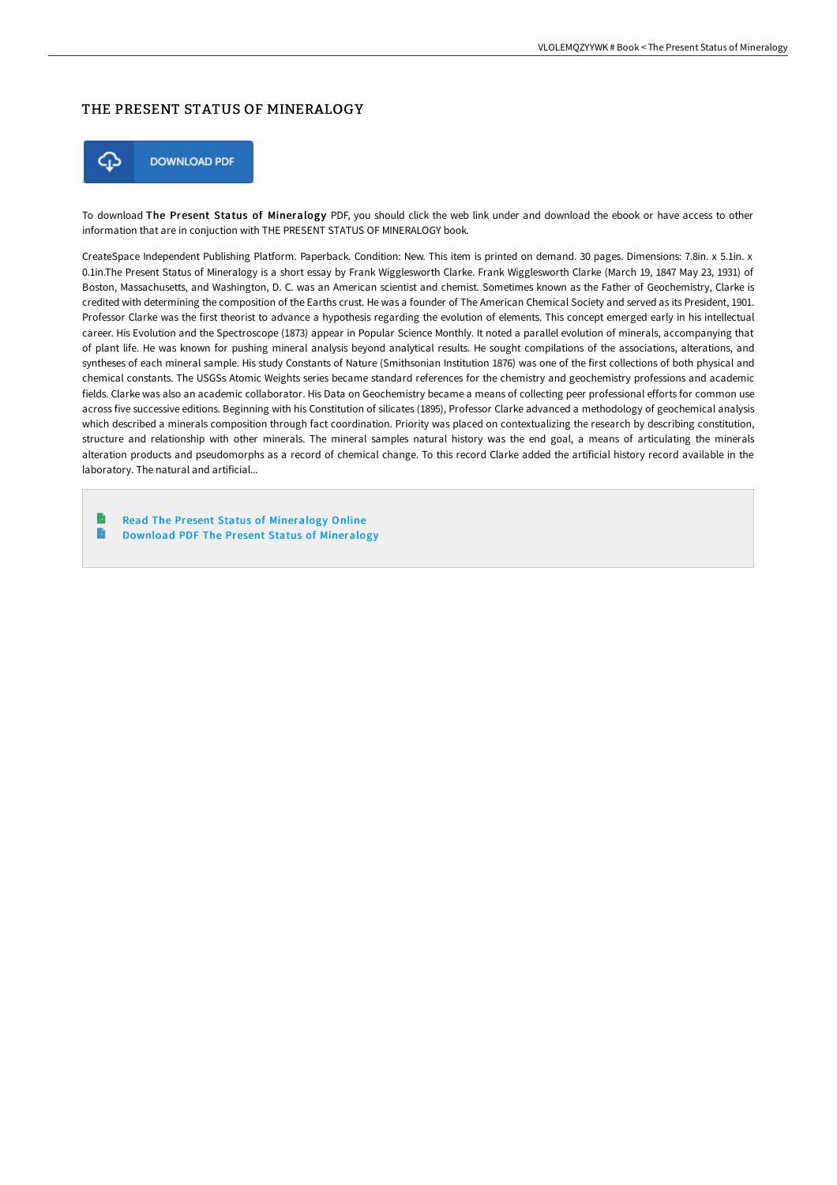# THE PRESENT STATUS OF MINERALOGY

DOWNLOAD PDF

To download **The Present Status of Mineralogy** PDF, you should click the web link under and download the ebook or have access to other information that are in conjuction with THE PRESENT STATUS OF MINERALOGY book.

CreateSpace Independent Publishing Platform. Paperback. Condition: New. This item is printed on demand. 30 pages. Dimensions: 7.8in. x 5.1in. x 0.1in.The Present Status of Mineralogy is a short essay by Frank Wigglesworth Clarke. Frank Wigglesworth Clarke (March 19, 1847 May 23, 1931) of Boston, Massachusetts, and Washington, D. C. was an American scientist and chemist. Sometimes known as the Father of Geochemistry, Clarke is credited with determining the composition of the Earths crust. He was a founder of The American Chemical Society and served as its President, 1901. Professor Clarke was the first theorist to advance a hypothesis regarding the evolution of elements. This concept emerged early in his intellectual career. His Evolution and the Spectroscope (1873) appear in Popular Science Monthly. It noted a parallel evolution of minerals, accompanying that of plant life. He was known for pushing mineral analysis beyond analytical results. He sought compilations of the associations, alterations, and syntheses of each mineral sample. His study Constants of Nature (Smithsonian Institution 1876) was one of the first collections of both physical and chemical constants. The USGSs Atomic Weights series became standard references for the chemistry and geochemistry professions and academic fields. Clarke was also an academic collaborator. His Data on Geochemistry became a means of collecting peer professional efforts for common use across five successive editions. Beginning with his Constitution of silicates (1895), Professor Clarke advanced a methodology of geochemical analysis which described a minerals composition through fact coordination. Priority was placed on contextualizing the research by describing constitution, structure and relationship with other minerals. The mineral samples natural history was the end goal, a means of articulating the minerals alteration products and pseudomorphs as a record of chemical change. To this record Clarke added the artificial history record available in the laboratory. The natural and artificial...

- Read The Present Status of Mineralogy Online
- Download PDF The Present Status of Mineralogy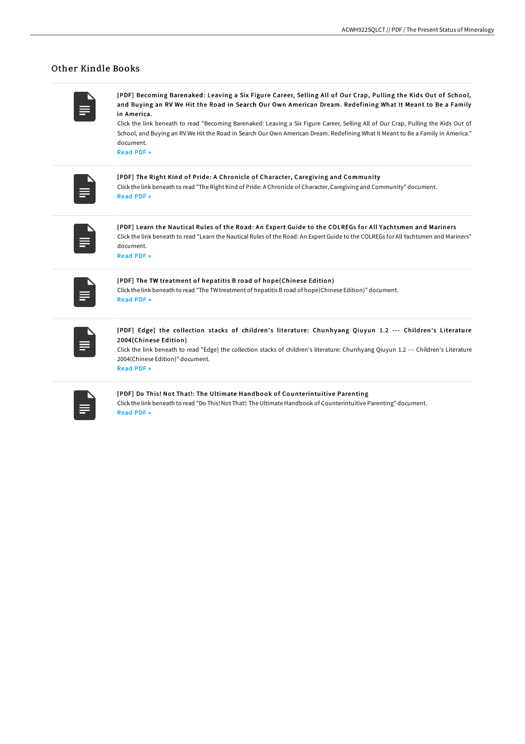## Other Kindle Books

**[PDF] Becoming Barenaked: Leaving a Six Figure Career, Selling All of Our Crap, Pulling the Kids Out of School, and Buying an RV We Hit the Road in Search Our Own American Dream. Redefining What It Meant to Be a Family in America.**

Click the link beneath to read "Becoming Barenaked: Leaving a Six Figure Career, Selling All of Our Crap, Pulling the Kids Out of School, and Buying an RV We Hit the Road in Search Our Own American Dream. Redefining What It Meant to Be a Family in America." document.

Read PDF »

**[PDF] The Right Kind of Pride: A Chronicle of Character, Caregiving and Community**

Click the link beneath to read "The Right Kind of Pride: A Chronicle of Character, Caregiving and Community" document.

Read PDF »

**[PDF] Learn the Nautical Rules of the Road: An Expert Guide to the COLREGs for All Yachtsmen and Mariners**

Click the link beneath to read "Learn the Nautical Rules of the Road: An Expert Guide to the COLREGs for All Yachtsmen and Mariners" document.

Read PDF »

**[PDF] The TW treatment of hepatitis B road of hope(Chinese Edition)**

Click the link beneath to read "The TW treatment of hepatitis B road of hope(Chinese Edition)" document.

Read PDF »

**[PDF] Edge] the collection stacks of children's literature: Chunhyang Qiuyun 1.2 --- Children's Literature 2004(Chinese Edition)**

Click the link beneath to read "Edge] the collection stacks of children's literature: Chunhyang Qiuyun 1.2 --- Children's Literature 2004(Chinese Edition)" document.

Read PDF »

**[PDF] Do This! Not That!: The Ultimate Handbook of Counterintuitive Parenting**

Click the link beneath to read "Do This! Not That!: The Ultimate Handbook of Counterintuitive Parenting" document.

Read PDF »